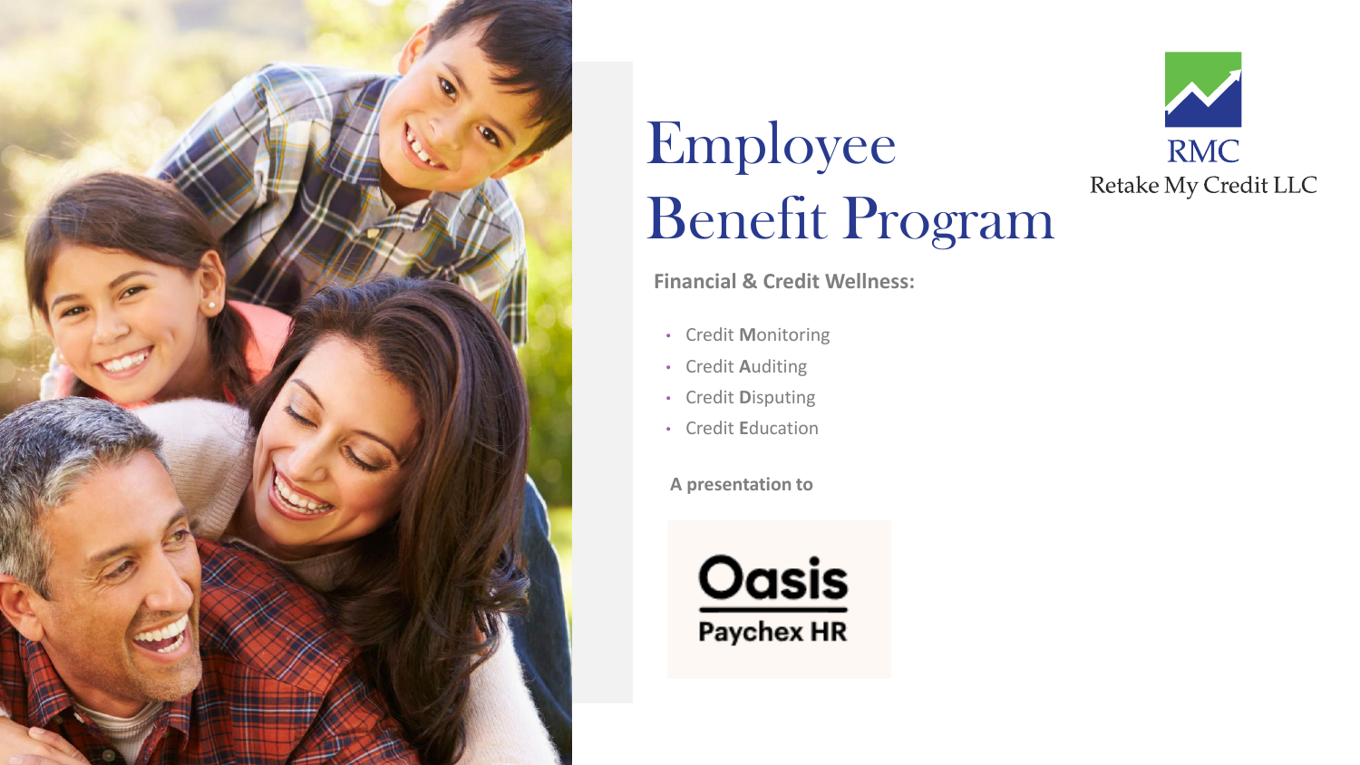# Employee Benefit Program

RMC
Retake My Credit LLC

**Financial & Credit Wellness:**

- Credit **M**onitoring
- Credit **A**uditing
- Credit **D**isputing
- Credit **E**ducation

**A presentation to**

Oasis
Paychex HR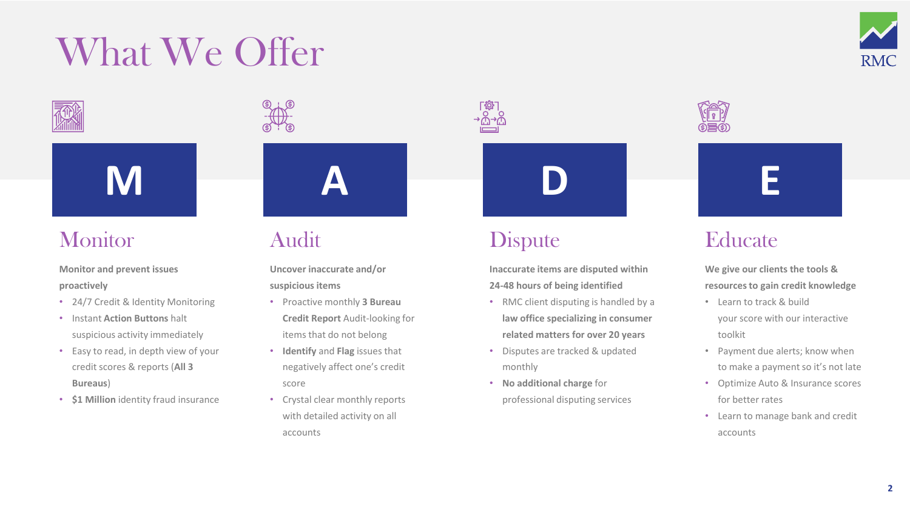# What We Offer

## M

### Monitor

**Monitor and prevent issues proactively**

- 24/7 Credit & Identity Monitoring
- Instant **Action Buttons** halt suspicious activity immediately
- Easy to read, in depth view of your credit scores & reports (**All 3 Bureaus**)
- **$1 Million** identity fraud insurance

## A

### Audit

**Uncover inaccurate and/or suspicious items**

- Proactive monthly **3 Bureau Credit Report** Audit-looking for items that do not belong
- **Identify** and **Flag** issues that negatively affect one's credit score
- Crystal clear monthly reports with detailed activity on all accounts

## D

### Dispute

**Inaccurate items are disputed within 24-48 hours of being identified**

- RMC client disputing is handled by a **law office specializing in consumer related matters for over 20 years**
- Disputes are tracked & updated monthly
- **No additional charge** for professional disputing services

## E

### Educate

**We give our clients the tools & resources to gain credit knowledge**

- Learn to track & build your score with our interactive toolkit
- Payment due alerts; know when to make a payment so it's not late
- Optimize Auto & Insurance scores for better rates
- Learn to manage bank and credit accounts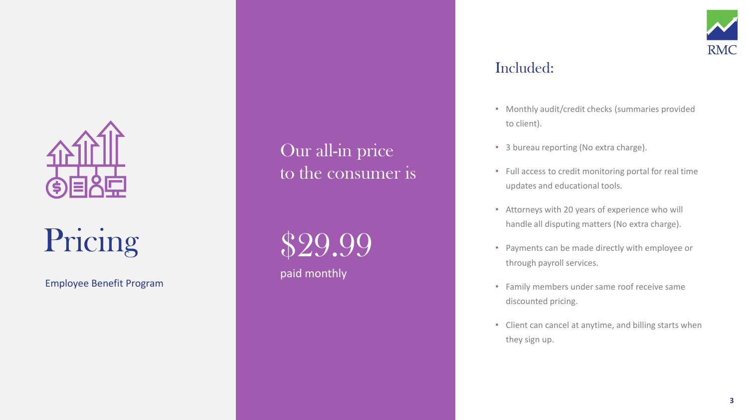# Pricing

Employee Benefit Program

Our all-in price to the consumer is

## $29.99

paid monthly

## Included:

- Monthly audit/credit checks (summaries provided to client).
- 3 bureau reporting (No extra charge).
- Full access to credit monitoring portal for real time updates and educational tools.
- Attorneys with 20 years of experience who will handle all disputing matters (No extra charge).
- Payments can be made directly with employee or through payroll services.
- Family members under same roof receive same discounted pricing.
- Client can cancel at anytime, and billing starts when they sign up.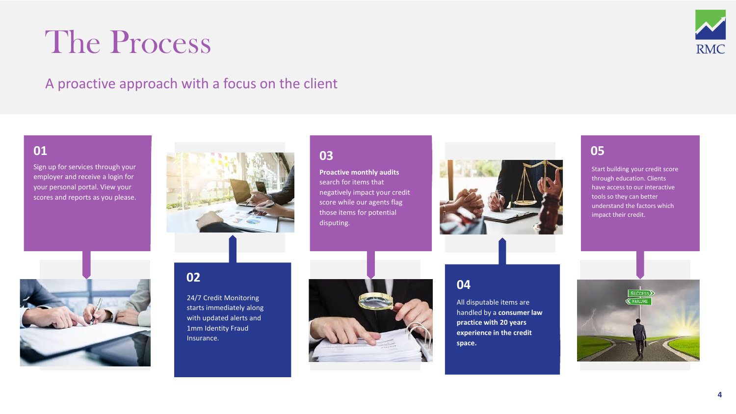# The Process

A proactive approach with a focus on the client

## 01

Sign up for services through your employer and receive a login for your personal portal. View your scores and reports as you please.

## 02

24/7 Credit Monitoring starts immediately along with updated alerts and 1mm Identity Fraud Insurance.

## 03

**Proactive monthly audits** search for items that negatively impact your credit score while our agents flag those items for potential disputing.

## 04

All disputable items are handled by a **consumer law practice with 20 years experience in the credit space.**

## 05

Start building your credit score through education. Clients have access to our interactive tools so they can better understand the factors which impact their credit.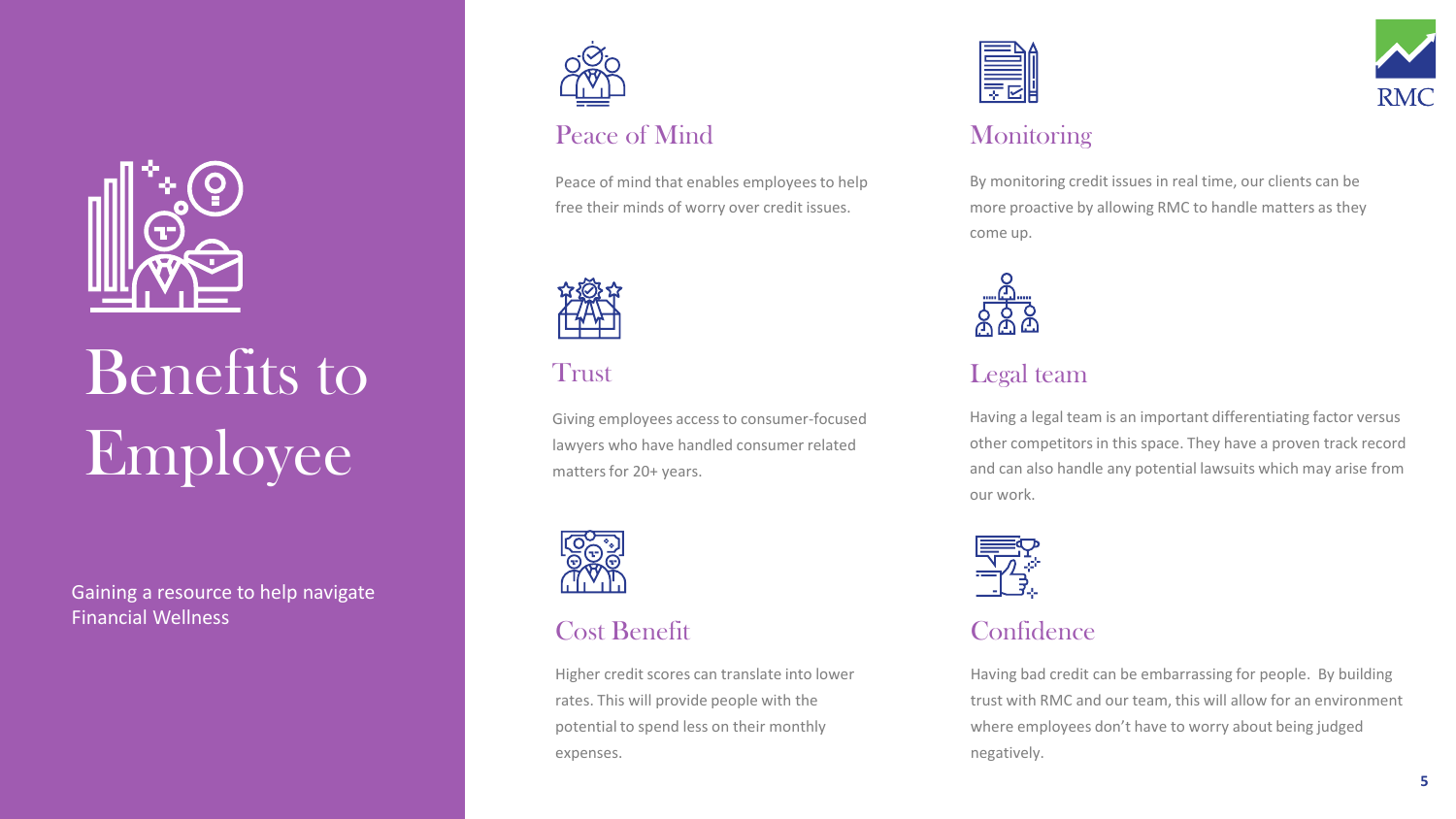# Benefits to Employee

Gaining a resource to help navigate Financial Wellness

## Peace of Mind

Peace of mind that enables employees to help free their minds of worry over credit issues.

## Trust

Giving employees access to consumer-focused lawyers who have handled consumer related matters for 20+ years.

## Cost Benefit

Higher credit scores can translate into lower rates. This will provide people with the potential to spend less on their monthly expenses.

## Monitoring

By monitoring credit issues in real time, our clients can be more proactive by allowing RMC to handle matters as they come up.

## Legal team

Having a legal team is an important differentiating factor versus other competitors in this space. They have a proven track record and can also handle any potential lawsuits which may arise from our work.

## Confidence

Having bad credit can be embarrassing for people. By building trust with RMC and our team, this will allow for an environment where employees don't have to worry about being judged negatively.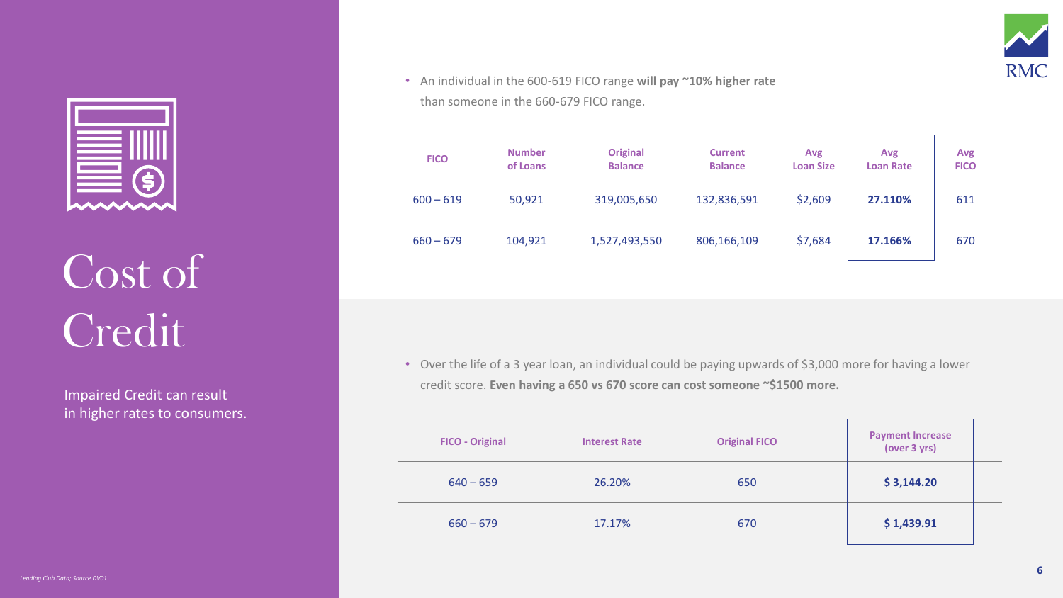# Cost of Credit

Impaired Credit can result in higher rates to consumers.

- An individual in the 600-619 FICO range **will pay ~10% higher rate** than someone in the 660-679 FICO range.

| FICO | Number of Loans | Original Balance | Current Balance | Avg Loan Size | Avg Loan Rate | Avg FICO |
|---|---|---|---|---|---|---|
| 600 – 619 | 50,921 | 319,005,650 | 132,836,591 | $2,609 | **27.110%** | 611 |
| 660 – 679 | 104,921 | 1,527,493,550 | 806,166,109 | $7,684 | **17.166%** | 670 |

- Over the life of a 3 year loan, an individual could be paying upwards of $3,000 more for having a lower credit score. **Even having a 650 vs 670 score can cost someone ~$1500 more.**

| FICO - Original | Interest Rate | Original FICO | Payment Increase (over 3 yrs) |
|---|---|---|---|
| 640 – 659 | 26.20% | 650 | **$ 3,144.20** |
| 660 – 679 | 17.17% | 670 | **$ 1,439.91** |

*Lending Club Data; Source DV01*